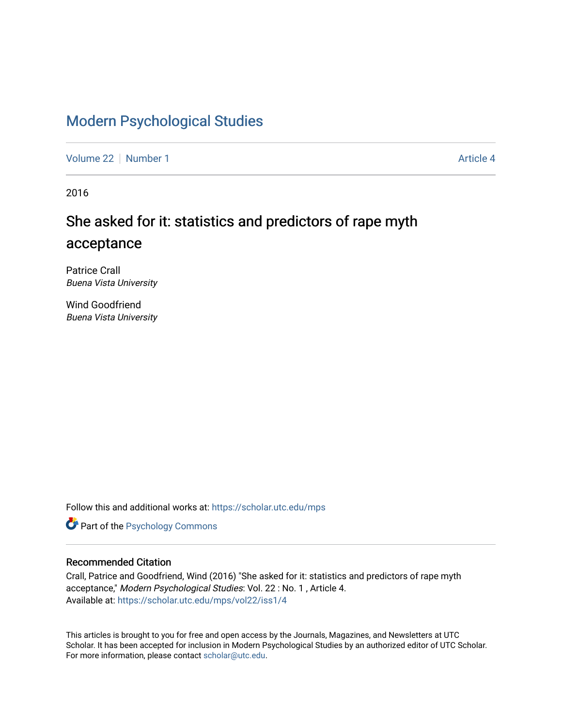# Modern Psychological Studies

Volume 22 | Number 1 Article 4

2016

## She asked for it: statistics and predictors of rape myth acceptance

Patrice Crall
*Buena Vista University*

Wind Goodfriend
*Buena Vista University*

Follow this and additional works at: https://scholar.utc.edu/mps

Part of the Psychology Commons

### Recommended Citation

Crall, Patrice and Goodfriend, Wind (2016) "She asked for it: statistics and predictors of rape myth acceptance," *Modern Psychological Studies*: Vol. 22 : No. 1 , Article 4.
Available at: https://scholar.utc.edu/mps/vol22/iss1/4

This articles is brought to you for free and open access by the Journals, Magazines, and Newsletters at UTC Scholar. It has been accepted for inclusion in Modern Psychological Studies by an authorized editor of UTC Scholar. For more information, please contact scholar@utc.edu.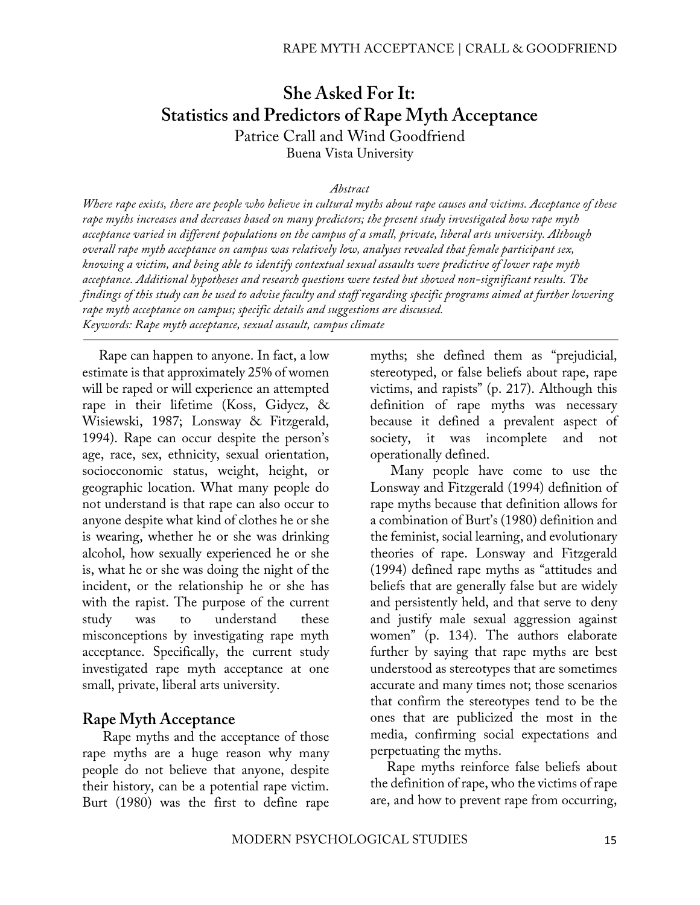# She Asked For It: Statistics and Predictors of Rape Myth Acceptance

Patrice Crall and Wind Goodfriend

Buena Vista University

*Abstract*

*Where rape exists, there are people who believe in cultural myths about rape causes and victims. Acceptance of these rape myths increases and decreases based on many predictors; the present study investigated how rape myth acceptance varied in different populations on the campus of a small, private, liberal arts university. Although overall rape myth acceptance on campus was relatively low, analyses revealed that female participant sex, knowing a victim, and being able to identify contextual sexual assaults were predictive of lower rape myth acceptance. Additional hypotheses and research questions were tested but showed non-significant results. The findings of this study can be used to advise faculty and staff regarding specific programs aimed at further lowering rape myth acceptance on campus; specific details and suggestions are discussed.*

*Keywords: Rape myth acceptance, sexual assault, campus climate*

Rape can happen to anyone. In fact, a low estimate is that approximately 25% of women will be raped or will experience an attempted rape in their lifetime (Koss, Gidycz, & Wisiewski, 1987; Lonsway & Fitzgerald, 1994). Rape can occur despite the person's age, race, sex, ethnicity, sexual orientation, socioeconomic status, weight, height, or geographic location. What many people do not understand is that rape can also occur to anyone despite what kind of clothes he or she is wearing, whether he or she was drinking alcohol, how sexually experienced he or she is, what he or she was doing the night of the incident, or the relationship he or she has with the rapist. The purpose of the current study was to understand these misconceptions by investigating rape myth acceptance. Specifically, the current study investigated rape myth acceptance at one small, private, liberal arts university.

## Rape Myth Acceptance

Rape myths and the acceptance of those rape myths are a huge reason why many people do not believe that anyone, despite their history, can be a potential rape victim. Burt (1980) was the first to define rape myths; she defined them as "prejudicial, stereotyped, or false beliefs about rape, rape victims, and rapists" (p. 217). Although this definition of rape myths was necessary because it defined a prevalent aspect of society, it was incomplete and not operationally defined.

Many people have come to use the Lonsway and Fitzgerald (1994) definition of rape myths because that definition allows for a combination of Burt's (1980) definition and the feminist, social learning, and evolutionary theories of rape. Lonsway and Fitzgerald (1994) defined rape myths as "attitudes and beliefs that are generally false but are widely and persistently held, and that serve to deny and justify male sexual aggression against women" (p. 134). The authors elaborate further by saying that rape myths are best understood as stereotypes that are sometimes accurate and many times not; those scenarios that confirm the stereotypes tend to be the ones that are publicized the most in the media, confirming social expectations and perpetuating the myths.

Rape myths reinforce false beliefs about the definition of rape, who the victims of rape are, and how to prevent rape from occurring,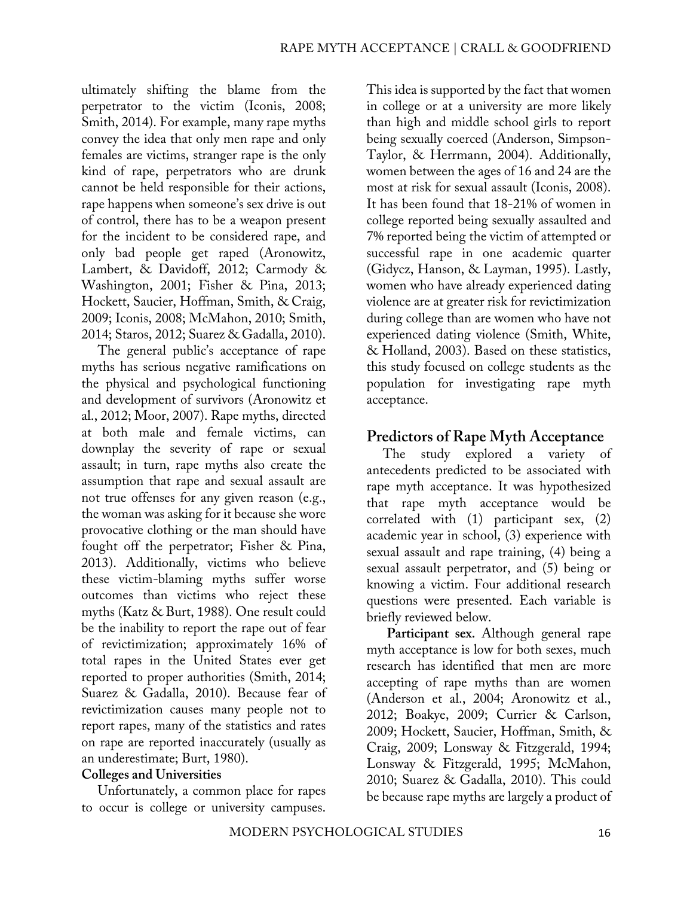ultimately shifting the blame from the perpetrator to the victim (Iconis, 2008; Smith, 2014). For example, many rape myths convey the idea that only men rape and only females are victims, stranger rape is the only kind of rape, perpetrators who are drunk cannot be held responsible for their actions, rape happens when someone's sex drive is out of control, there has to be a weapon present for the incident to be considered rape, and only bad people get raped (Aronowitz, Lambert, & Davidoff, 2012; Carmody & Washington, 2001; Fisher & Pina, 2013; Hockett, Saucier, Hoffman, Smith, & Craig, 2009; Iconis, 2008; McMahon, 2010; Smith, 2014; Staros, 2012; Suarez & Gadalla, 2010).

The general public's acceptance of rape myths has serious negative ramifications on the physical and psychological functioning and development of survivors (Aronowitz et al., 2012; Moor, 2007). Rape myths, directed at both male and female victims, can downplay the severity of rape or sexual assault; in turn, rape myths also create the assumption that rape and sexual assault are not true offenses for any given reason (e.g., the woman was asking for it because she wore provocative clothing or the man should have fought off the perpetrator; Fisher & Pina, 2013). Additionally, victims who believe these victim-blaming myths suffer worse outcomes than victims who reject these myths (Katz & Burt, 1988). One result could be the inability to report the rape out of fear of revictimization; approximately 16% of total rapes in the United States ever get reported to proper authorities (Smith, 2014; Suarez & Gadalla, 2010). Because fear of revictimization causes many people not to report rapes, many of the statistics and rates on rape are reported inaccurately (usually as an underestimate; Burt, 1980).

**Colleges and Universities**

Unfortunately, a common place for rapes to occur is college or university campuses. This idea is supported by the fact that women in college or at a university are more likely than high and middle school girls to report being sexually coerced (Anderson, Simpson-Taylor, & Herrmann, 2004). Additionally, women between the ages of 16 and 24 are the most at risk for sexual assault (Iconis, 2008). It has been found that 18-21% of women in college reported being sexually assaulted and 7% reported being the victim of attempted or successful rape in one academic quarter (Gidycz, Hanson, & Layman, 1995). Lastly, women who have already experienced dating violence are at greater risk for revictimization during college than are women who have not experienced dating violence (Smith, White, & Holland, 2003). Based on these statistics, this study focused on college students as the population for investigating rape myth acceptance.

## Predictors of Rape Myth Acceptance

The study explored a variety of antecedents predicted to be associated with rape myth acceptance. It was hypothesized that rape myth acceptance would be correlated with (1) participant sex, (2) academic year in school, (3) experience with sexual assault and rape training, (4) being a sexual assault perpetrator, and (5) being or knowing a victim. Four additional research questions were presented. Each variable is briefly reviewed below.

**Participant sex.** Although general rape myth acceptance is low for both sexes, much research has identified that men are more accepting of rape myths than are women (Anderson et al., 2004; Aronowitz et al., 2012; Boakye, 2009; Currier & Carlson, 2009; Hockett, Saucier, Hoffman, Smith, & Craig, 2009; Lonsway & Fitzgerald, 1994; Lonsway & Fitzgerald, 1995; McMahon, 2010; Suarez & Gadalla, 2010). This could be because rape myths are largely a product of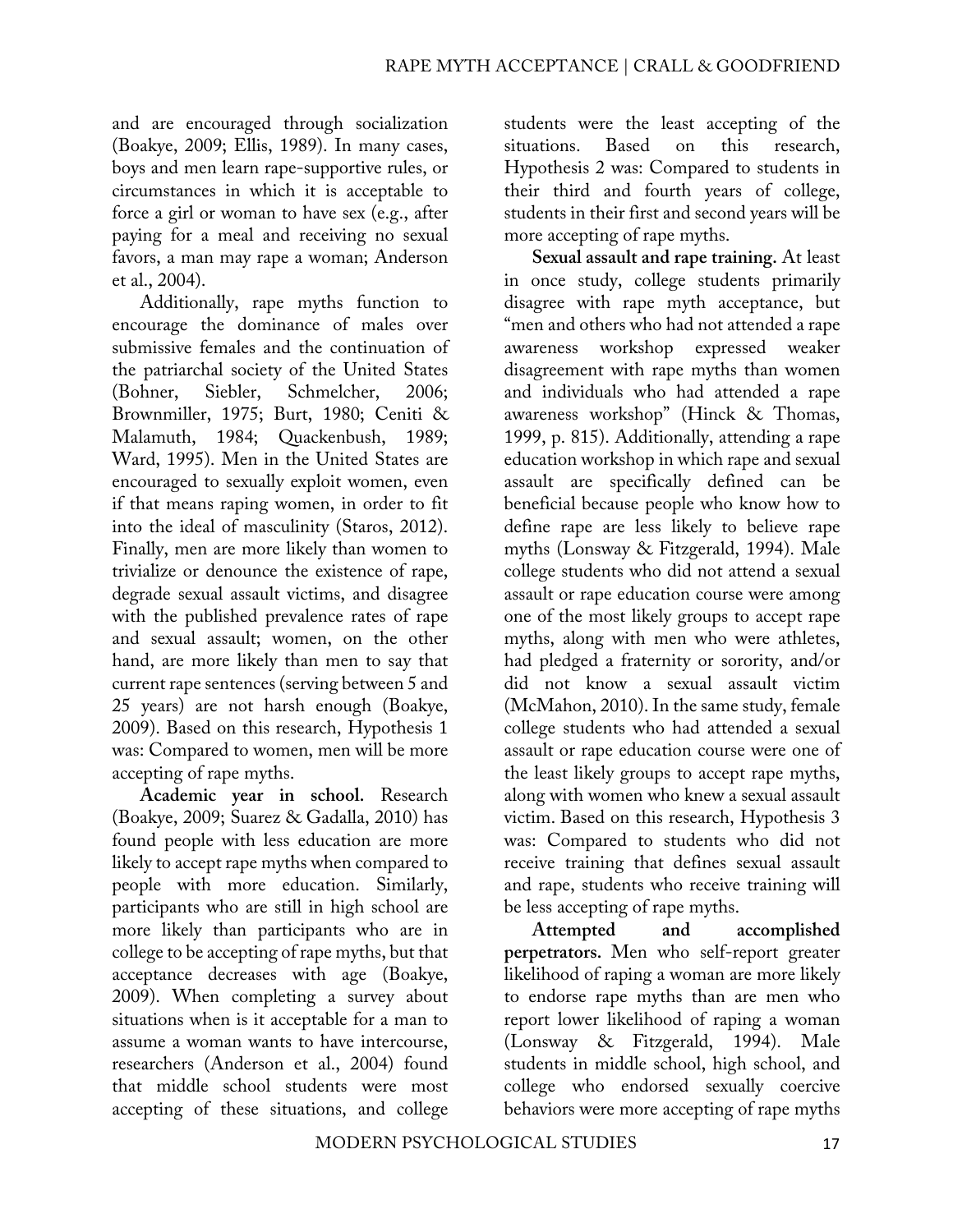and are encouraged through socialization (Boakye, 2009; Ellis, 1989). In many cases, boys and men learn rape-supportive rules, or circumstances in which it is acceptable to force a girl or woman to have sex (e.g., after paying for a meal and receiving no sexual favors, a man may rape a woman; Anderson et al., 2004).

Additionally, rape myths function to encourage the dominance of males over submissive females and the continuation of the patriarchal society of the United States (Bohner, Siebler, Schmelcher, 2006; Brownmiller, 1975; Burt, 1980; Ceniti & Malamuth, 1984; Quackenbush, 1989; Ward, 1995). Men in the United States are encouraged to sexually exploit women, even if that means raping women, in order to fit into the ideal of masculinity (Staros, 2012). Finally, men are more likely than women to trivialize or denounce the existence of rape, degrade sexual assault victims, and disagree with the published prevalence rates of rape and sexual assault; women, on the other hand, are more likely than men to say that current rape sentences (serving between 5 and 25 years) are not harsh enough (Boakye, 2009). Based on this research, Hypothesis 1 was: Compared to women, men will be more accepting of rape myths.

**Academic year in school.** Research (Boakye, 2009; Suarez & Gadalla, 2010) has found people with less education are more likely to accept rape myths when compared to people with more education. Similarly, participants who are still in high school are more likely than participants who are in college to be accepting of rape myths, but that acceptance decreases with age (Boakye, 2009). When completing a survey about situations when is it acceptable for a man to assume a woman wants to have intercourse, researchers (Anderson et al., 2004) found that middle school students were most accepting of these situations, and college students were the least accepting of the situations. Based on this research, Hypothesis 2 was: Compared to students in their third and fourth years of college, students in their first and second years will be more accepting of rape myths.

**Sexual assault and rape training.** At least in once study, college students primarily disagree with rape myth acceptance, but "men and others who had not attended a rape awareness workshop expressed weaker disagreement with rape myths than women and individuals who had attended a rape awareness workshop" (Hinck & Thomas, 1999, p. 815). Additionally, attending a rape education workshop in which rape and sexual assault are specifically defined can be beneficial because people who know how to define rape are less likely to believe rape myths (Lonsway & Fitzgerald, 1994). Male college students who did not attend a sexual assault or rape education course were among one of the most likely groups to accept rape myths, along with men who were athletes, had pledged a fraternity or sorority, and/or did not know a sexual assault victim (McMahon, 2010). In the same study, female college students who had attended a sexual assault or rape education course were one of the least likely groups to accept rape myths, along with women who knew a sexual assault victim. Based on this research, Hypothesis 3 was: Compared to students who did not receive training that defines sexual assault and rape, students who receive training will be less accepting of rape myths.

**Attempted and accomplished perpetrators.** Men who self-report greater likelihood of raping a woman are more likely to endorse rape myths than are men who report lower likelihood of raping a woman (Lonsway & Fitzgerald, 1994). Male students in middle school, high school, and college who endorsed sexually coercive behaviors were more accepting of rape myths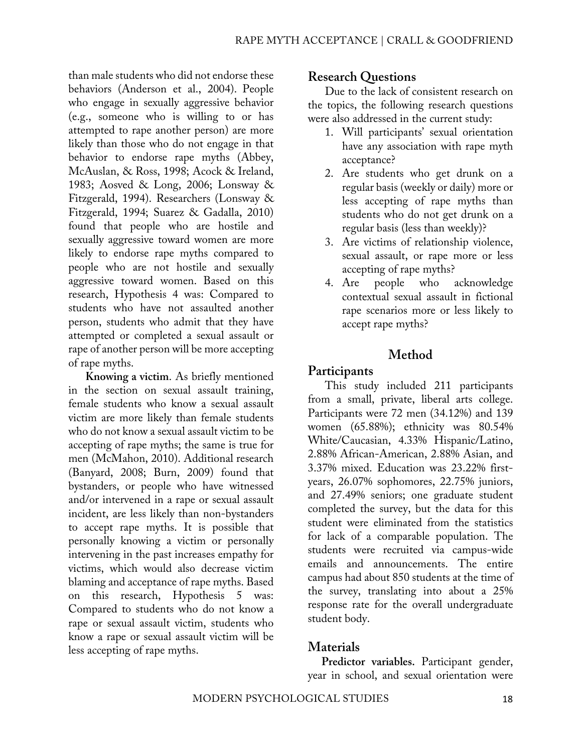than male students who did not endorse these behaviors (Anderson et al., 2004). People who engage in sexually aggressive behavior (e.g., someone who is willing to or has attempted to rape another person) are more likely than those who do not engage in that behavior to endorse rape myths (Abbey, McAuslan, & Ross, 1998; Acock & Ireland, 1983; Aosved & Long, 2006; Lonsway & Fitzgerald, 1994). Researchers (Lonsway & Fitzgerald, 1994; Suarez & Gadalla, 2010) found that people who are hostile and sexually aggressive toward women are more likely to endorse rape myths compared to people who are not hostile and sexually aggressive toward women. Based on this research, Hypothesis 4 was: Compared to students who have not assaulted another person, students who admit that they have attempted or completed a sexual assault or rape of another person will be more accepting of rape myths.

**Knowing a victim**. As briefly mentioned in the section on sexual assault training, female students who know a sexual assault victim are more likely than female students who do not know a sexual assault victim to be accepting of rape myths; the same is true for men (McMahon, 2010). Additional research (Banyard, 2008; Burn, 2009) found that bystanders, or people who have witnessed and/or intervened in a rape or sexual assault incident, are less likely than non-bystanders to accept rape myths. It is possible that personally knowing a victim or personally intervening in the past increases empathy for victims, which would also decrease victim blaming and acceptance of rape myths. Based on this research, Hypothesis 5 was: Compared to students who do not know a rape or sexual assault victim, students who know a rape or sexual assault victim will be less accepting of rape myths.

## Research Questions

Due to the lack of consistent research on the topics, the following research questions were also addressed in the current study:

1. Will participants' sexual orientation have any association with rape myth acceptance?
2. Are students who get drunk on a regular basis (weekly or daily) more or less accepting of rape myths than students who do not get drunk on a regular basis (less than weekly)?
3. Are victims of relationship violence, sexual assault, or rape more or less accepting of rape myths?
4. Are people who acknowledge contextual sexual assault in fictional rape scenarios more or less likely to accept rape myths?

# Method

## Participants

This study included 211 participants from a small, private, liberal arts college. Participants were 72 men (34.12%) and 139 women (65.88%); ethnicity was 80.54% White/Caucasian, 4.33% Hispanic/Latino, 2.88% African-American, 2.88% Asian, and 3.37% mixed. Education was 23.22% first-years, 26.07% sophomores, 22.75% juniors, and 27.49% seniors; one graduate student completed the survey, but the data for this student were eliminated from the statistics for lack of a comparable population. The students were recruited via campus-wide emails and announcements. The entire campus had about 850 students at the time of the survey, translating into about a 25% response rate for the overall undergraduate student body.

## Materials

**Predictor variables.** Participant gender, year in school, and sexual orientation were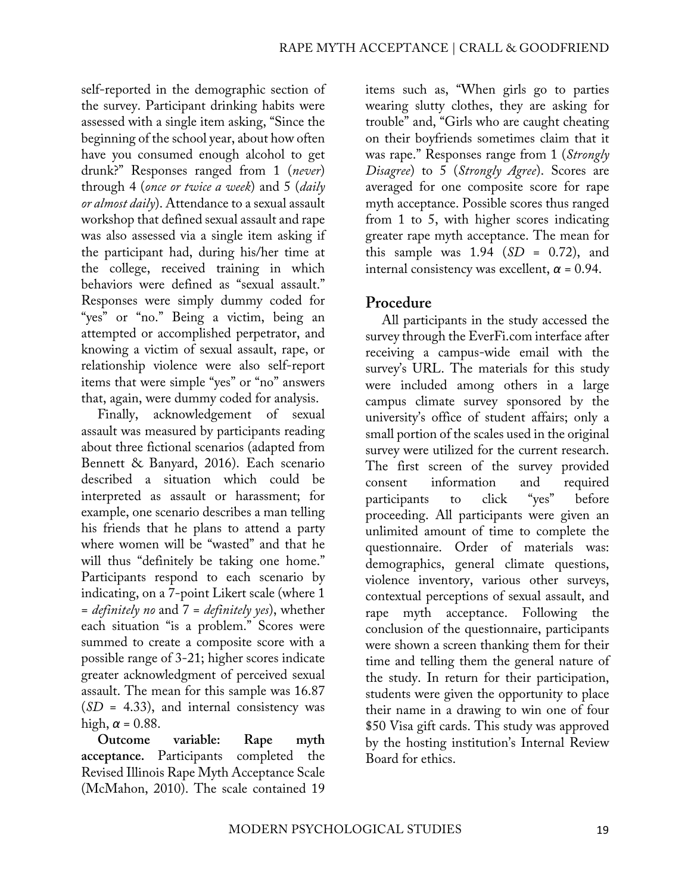self-reported in the demographic section of the survey. Participant drinking habits were assessed with a single item asking, "Since the beginning of the school year, about how often have you consumed enough alcohol to get drunk?" Responses ranged from 1 (*never*) through 4 (*once or twice a week*) and 5 (*daily or almost daily*). Attendance to a sexual assault workshop that defined sexual assault and rape was also assessed via a single item asking if the participant had, during his/her time at the college, received training in which behaviors were defined as "sexual assault." Responses were simply dummy coded for "yes" or "no." Being a victim, being an attempted or accomplished perpetrator, and knowing a victim of sexual assault, rape, or relationship violence were also self-report items that were simple "yes" or "no" answers that, again, were dummy coded for analysis.

Finally, acknowledgement of sexual assault was measured by participants reading about three fictional scenarios (adapted from Bennett & Banyard, 2016). Each scenario described a situation which could be interpreted as assault or harassment; for example, one scenario describes a man telling his friends that he plans to attend a party where women will be "wasted" and that he will thus "definitely be taking one home." Participants respond to each scenario by indicating, on a 7-point Likert scale (where 1 = *definitely no* and 7 = *definitely yes*), whether each situation "is a problem." Scores were summed to create a composite score with a possible range of 3-21; higher scores indicate greater acknowledgment of perceived sexual assault. The mean for this sample was 16.87 ($SD$ = 4.33), and internal consistency was high, $\alpha = 0.88$.

**Outcome variable: Rape myth acceptance.** Participants completed the Revised Illinois Rape Myth Acceptance Scale (McMahon, 2010). The scale contained 19 items such as, "When girls go to parties wearing slutty clothes, they are asking for trouble" and, "Girls who are caught cheating on their boyfriends sometimes claim that it was rape." Responses range from 1 (*Strongly Disagree*) to 5 (*Strongly Agree*). Scores are averaged for one composite score for rape myth acceptance. Possible scores thus ranged from 1 to 5, with higher scores indicating greater rape myth acceptance. The mean for this sample was 1.94 ($SD$ = 0.72), and internal consistency was excellent, $\alpha = 0.94$.

## Procedure

All participants in the study accessed the survey through the EverFi.com interface after receiving a campus-wide email with the survey's URL. The materials for this study were included among others in a large campus climate survey sponsored by the university's office of student affairs; only a small portion of the scales used in the original survey were utilized for the current research. The first screen of the survey provided consent information and required participants to click "yes" before proceeding. All participants were given an unlimited amount of time to complete the questionnaire. Order of materials was: demographics, general climate questions, violence inventory, various other surveys, contextual perceptions of sexual assault, and rape myth acceptance. Following the conclusion of the questionnaire, participants were shown a screen thanking them for their time and telling them the general nature of the study. In return for their participation, students were given the opportunity to place their name in a drawing to win one of four $50 Visa gift cards. This study was approved by the hosting institution's Internal Review Board for ethics.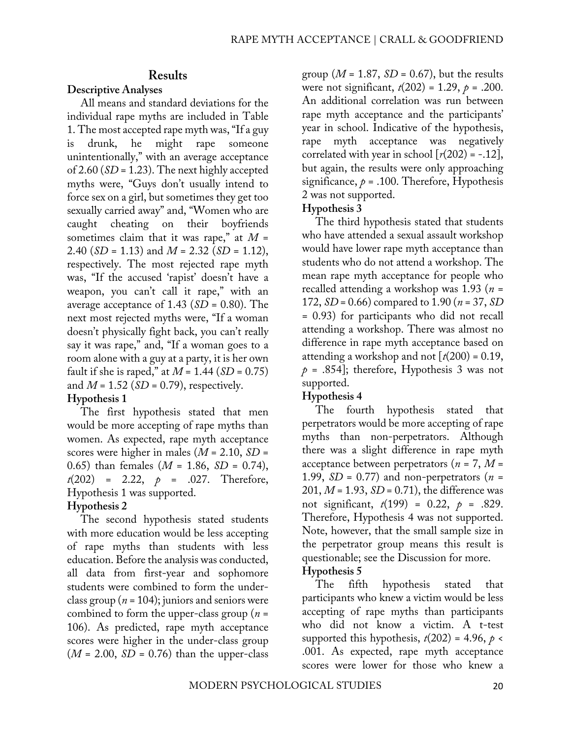## Results

### Descriptive Analyses

All means and standard deviations for the individual rape myths are included in Table 1. The most accepted rape myth was, "If a guy is drunk, he might rape someone unintentionally," with an average acceptance of 2.60 ($SD$ = 1.23). The next highly accepted myths were, "Guys don't usually intend to force sex on a girl, but sometimes they get too sexually carried away" and, "Women who are caught cheating on their boyfriends sometimes claim that it was rape," at $M$ = 2.40 ($SD$ = 1.13) and $M$ = 2.32 ($SD$ = 1.12), respectively. The most rejected rape myth was, "If the accused 'rapist' doesn't have a weapon, you can't call it rape," with an average acceptance of 1.43 ($SD$ = 0.80). The next most rejected myths were, "If a woman doesn't physically fight back, you can't really say it was rape," and, "If a woman goes to a room alone with a guy at a party, it is her own fault if she is raped," at $M$ = 1.44 ($SD$ = 0.75) and $M$ = 1.52 ($SD$ = 0.79), respectively.

### Hypothesis 1

The first hypothesis stated that men would be more accepting of rape myths than women. As expected, rape myth acceptance scores were higher in males ($M$ = 2.10, $SD$ = 0.65) than females ($M$ = 1.86, $SD$ = 0.74), $t(202)$ = 2.22, $p$ = .027. Therefore, Hypothesis 1 was supported.

### Hypothesis 2

The second hypothesis stated students with more education would be less accepting of rape myths than students with less education. Before the analysis was conducted, all data from first-year and sophomore students were combined to form the under-class group ($n$ = 104); juniors and seniors were combined to form the upper-class group ($n$ = 106). As predicted, rape myth acceptance scores were higher in the under-class group ($M$ = 2.00, $SD$ = 0.76) than the upper-class group ($M$ = 1.87, $SD$ = 0.67), but the results were not significant, $t(202)$ = 1.29, $p$ = .200. An additional correlation was run between rape myth acceptance and the participants' year in school. Indicative of the hypothesis, rape myth acceptance was negatively correlated with year in school [$r(202)$ = -.12], but again, the results were only approaching significance, $p$ = .100. Therefore, Hypothesis 2 was not supported.

### Hypothesis 3

The third hypothesis stated that students who have attended a sexual assault workshop would have lower rape myth acceptance than students who do not attend a workshop. The mean rape myth acceptance for people who recalled attending a workshop was 1.93 ($n$ = 172, $SD$ = 0.66) compared to 1.90 ($n$ = 37, $SD$ = 0.93) for participants who did not recall attending a workshop. There was almost no difference in rape myth acceptance based on attending a workshop and not [$t(200)$ = 0.19, $p$ = .854]; therefore, Hypothesis 3 was not supported.

### Hypothesis 4

The fourth hypothesis stated that perpetrators would be more accepting of rape myths than non-perpetrators. Although there was a slight difference in rape myth acceptance between perpetrators ($n$ = 7, $M$ = 1.99, $SD$ = 0.77) and non-perpetrators ($n$ = 201, $M$ = 1.93, $SD$ = 0.71), the difference was not significant, $t(199)$ = 0.22, $p$ = .829. Therefore, Hypothesis 4 was not supported. Note, however, that the small sample size in the perpetrator group means this result is questionable; see the Discussion for more.

### Hypothesis 5

The fifth hypothesis stated that participants who knew a victim would be less accepting of rape myths than participants who did not know a victim. A t-test supported this hypothesis, $t(202)$ = 4.96, $p$ < .001. As expected, rape myth acceptance scores were lower for those who knew a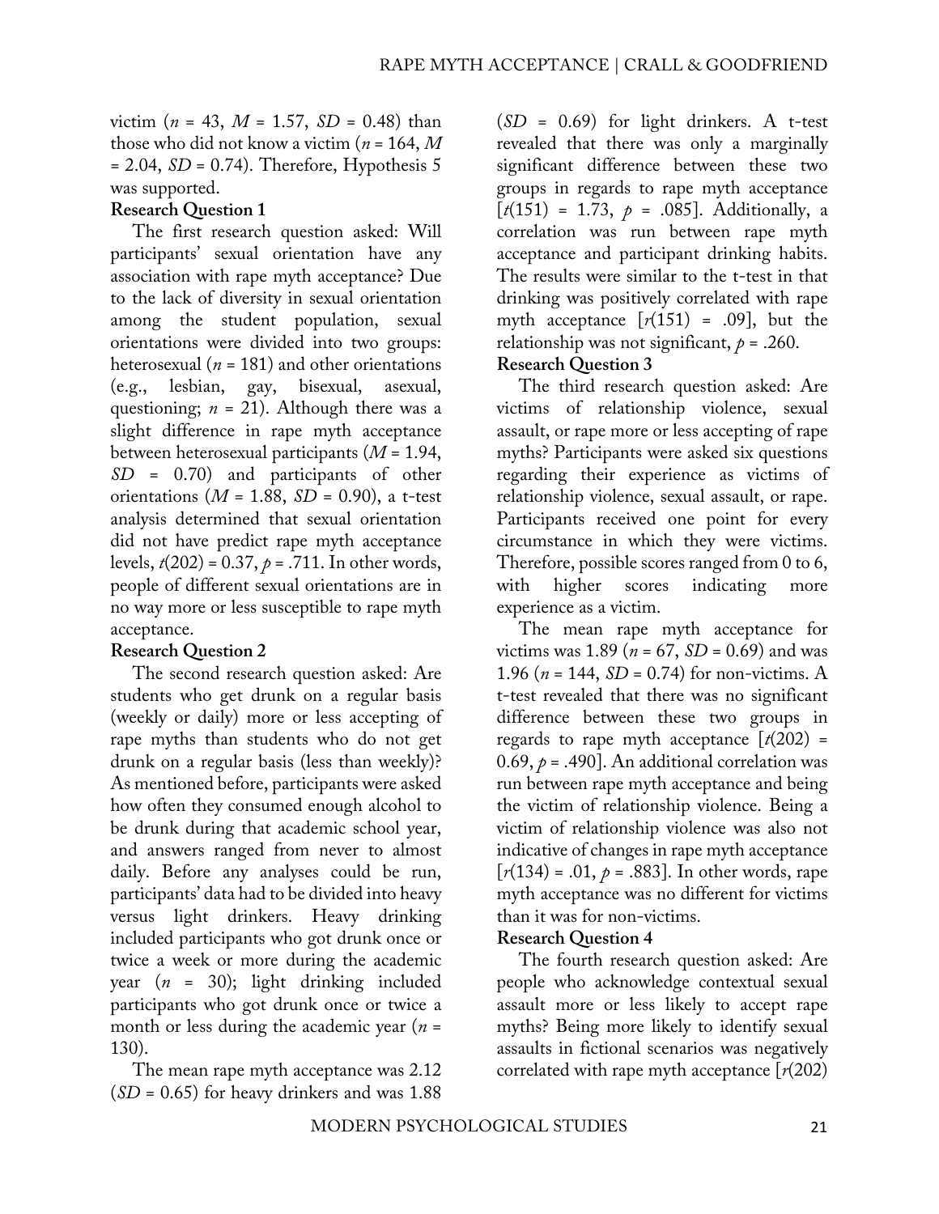victim ($n$ = 43, $M$ = 1.57, $SD$ = 0.48) than those who did not know a victim ($n$ = 164, $M$ = 2.04, $SD$ = 0.74). Therefore, Hypothesis 5 was supported.

**Research Question 1**

The first research question asked: Will participants' sexual orientation have any association with rape myth acceptance? Due to the lack of diversity in sexual orientation among the student population, sexual orientations were divided into two groups: heterosexual ($n$ = 181) and other orientations (e.g., lesbian, gay, bisexual, asexual, questioning; $n$ = 21). Although there was a slight difference in rape myth acceptance between heterosexual participants ($M$ = 1.94, $SD$ = 0.70) and participants of other orientations ($M$ = 1.88, $SD$ = 0.90), a t-test analysis determined that sexual orientation did not have predict rape myth acceptance levels, $t(202) = 0.37$, $p = .711$. In other words, people of different sexual orientations are in no way more or less susceptible to rape myth acceptance.

**Research Question 2**

The second research question asked: Are students who get drunk on a regular basis (weekly or daily) more or less accepting of rape myths than students who do not get drunk on a regular basis (less than weekly)? As mentioned before, participants were asked how often they consumed enough alcohol to be drunk during that academic school year, and answers ranged from never to almost daily. Before any analyses could be run, participants' data had to be divided into heavy versus light drinkers. Heavy drinking included participants who got drunk once or twice a week or more during the academic year ($n$ = 30); light drinking included participants who got drunk once or twice a month or less during the academic year ($n$ = 130).

The mean rape myth acceptance was 2.12 ($SD$ = 0.65) for heavy drinkers and was 1.88 ($SD$ = 0.69) for light drinkers. A t-test revealed that there was only a marginally significant difference between these two groups in regards to rape myth acceptance [$t(151) = 1.73$, $p = .085$]. Additionally, a correlation was run between rape myth acceptance and participant drinking habits. The results were similar to the t-test in that drinking was positively correlated with rape myth acceptance [$r(151) = .09$], but the relationship was not significant, $p = .260$.

**Research Question 3**

The third research question asked: Are victims of relationship violence, sexual assault, or rape more or less accepting of rape myths? Participants were asked six questions regarding their experience as victims of relationship violence, sexual assault, or rape. Participants received one point for every circumstance in which they were victims. Therefore, possible scores ranged from 0 to 6, with higher scores indicating more experience as a victim.

The mean rape myth acceptance for victims was 1.89 ($n$ = 67, $SD$ = 0.69) and was 1.96 ($n$ = 144, $SD$ = 0.74) for non-victims. A t-test revealed that there was no significant difference between these two groups in regards to rape myth acceptance [$t(202)$ = 0.69, $p = .490$]. An additional correlation was run between rape myth acceptance and being the victim of relationship violence. Being a victim of relationship violence was also not indicative of changes in rape myth acceptance [$r(134) = .01$, $p = .883$]. In other words, rape myth acceptance was no different for victims than it was for non-victims.

**Research Question 4**

The fourth research question asked: Are people who acknowledge contextual sexual assault more or less likely to accept rape myths? Being more likely to identify sexual assaults in fictional scenarios was negatively correlated with rape myth acceptance [$r(202)$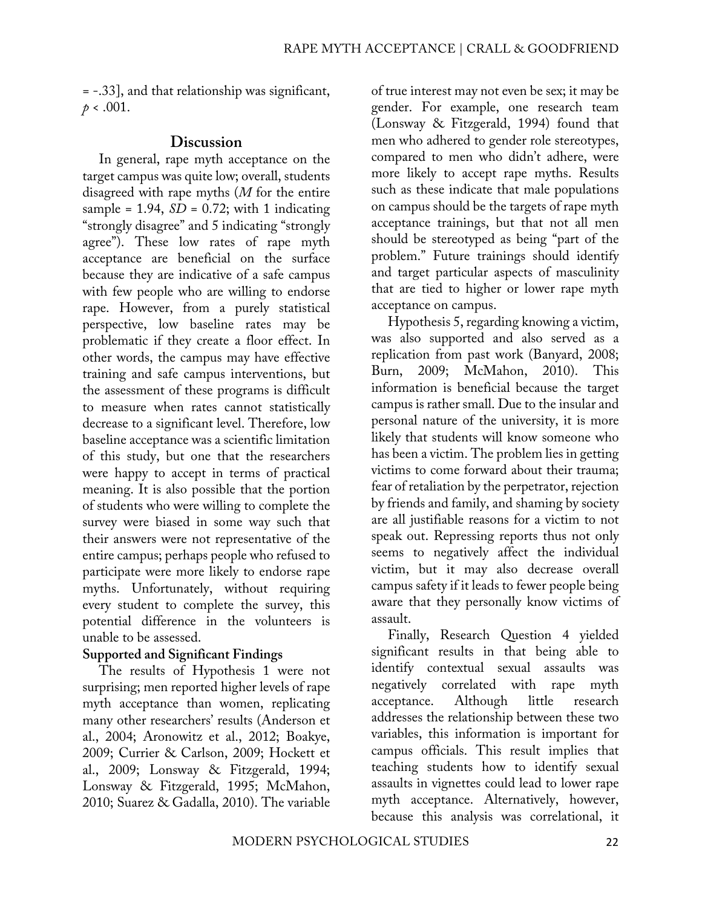= -.33], and that relationship was significant, $p < .001$.

## Discussion

In general, rape myth acceptance on the target campus was quite low; overall, students disagreed with rape myths ($M$ for the entire sample = 1.94, $SD$ = 0.72; with 1 indicating "strongly disagree" and 5 indicating "strongly agree"). These low rates of rape myth acceptance are beneficial on the surface because they are indicative of a safe campus with few people who are willing to endorse rape. However, from a purely statistical perspective, low baseline rates may be problematic if they create a floor effect. In other words, the campus may have effective training and safe campus interventions, but the assessment of these programs is difficult to measure when rates cannot statistically decrease to a significant level. Therefore, low baseline acceptance was a scientific limitation of this study, but one that the researchers were happy to accept in terms of practical meaning. It is also possible that the portion of students who were willing to complete the survey were biased in some way such that their answers were not representative of the entire campus; perhaps people who refused to participate were more likely to endorse rape myths. Unfortunately, without requiring every student to complete the survey, this potential difference in the volunteers is unable to be assessed.

### Supported and Significant Findings

The results of Hypothesis 1 were not surprising; men reported higher levels of rape myth acceptance than women, replicating many other researchers' results (Anderson et al., 2004; Aronowitz et al., 2012; Boakye, 2009; Currier & Carlson, 2009; Hockett et al., 2009; Lonsway & Fitzgerald, 1994; Lonsway & Fitzgerald, 1995; McMahon, 2010; Suarez & Gadalla, 2010). The variable of true interest may not even be sex; it may be gender. For example, one research team (Lonsway & Fitzgerald, 1994) found that men who adhered to gender role stereotypes, compared to men who didn't adhere, were more likely to accept rape myths. Results such as these indicate that male populations on campus should be the targets of rape myth acceptance trainings, but that not all men should be stereotyped as being "part of the problem." Future trainings should identify and target particular aspects of masculinity that are tied to higher or lower rape myth acceptance on campus.

Hypothesis 5, regarding knowing a victim, was also supported and also served as a replication from past work (Banyard, 2008; Burn, 2009; McMahon, 2010). This information is beneficial because the target campus is rather small. Due to the insular and personal nature of the university, it is more likely that students will know someone who has been a victim. The problem lies in getting victims to come forward about their trauma; fear of retaliation by the perpetrator, rejection by friends and family, and shaming by society are all justifiable reasons for a victim to not speak out. Repressing reports thus not only seems to negatively affect the individual victim, but it may also decrease overall campus safety if it leads to fewer people being aware that they personally know victims of assault.

Finally, Research Question 4 yielded significant results in that being able to identify contextual sexual assaults was negatively correlated with rape myth acceptance. Although little research addresses the relationship between these two variables, this information is important for campus officials. This result implies that teaching students how to identify sexual assaults in vignettes could lead to lower rape myth acceptance. Alternatively, however, because this analysis was correlational, it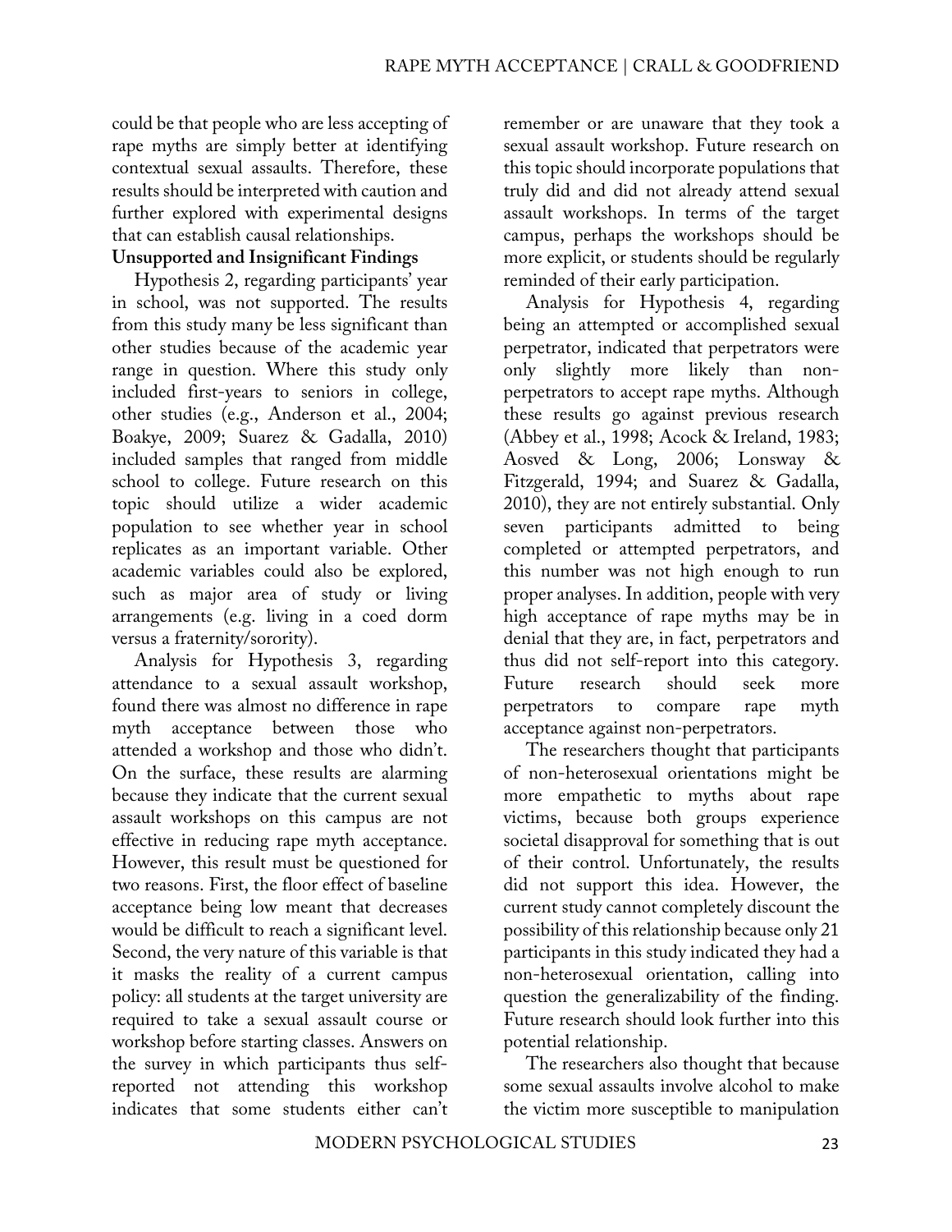could be that people who are less accepting of rape myths are simply better at identifying contextual sexual assaults. Therefore, these results should be interpreted with caution and further explored with experimental designs that can establish causal relationships.

**Unsupported and Insignificant Findings**

Hypothesis 2, regarding participants' year in school, was not supported. The results from this study many be less significant than other studies because of the academic year range in question. Where this study only included first-years to seniors in college, other studies (e.g., Anderson et al., 2004; Boakye, 2009; Suarez & Gadalla, 2010) included samples that ranged from middle school to college. Future research on this topic should utilize a wider academic population to see whether year in school replicates as an important variable. Other academic variables could also be explored, such as major area of study or living arrangements (e.g. living in a coed dorm versus a fraternity/sorority).

Analysis for Hypothesis 3, regarding attendance to a sexual assault workshop, found there was almost no difference in rape myth acceptance between those who attended a workshop and those who didn't. On the surface, these results are alarming because they indicate that the current sexual assault workshops on this campus are not effective in reducing rape myth acceptance. However, this result must be questioned for two reasons. First, the floor effect of baseline acceptance being low meant that decreases would be difficult to reach a significant level. Second, the very nature of this variable is that it masks the reality of a current campus policy: all students at the target university are required to take a sexual assault course or workshop before starting classes. Answers on the survey in which participants thus self-reported not attending this workshop indicates that some students either can't remember or are unaware that they took a sexual assault workshop. Future research on this topic should incorporate populations that truly did and did not already attend sexual assault workshops. In terms of the target campus, perhaps the workshops should be more explicit, or students should be regularly reminded of their early participation.

Analysis for Hypothesis 4, regarding being an attempted or accomplished sexual perpetrator, indicated that perpetrators were only slightly more likely than non-perpetrators to accept rape myths. Although these results go against previous research (Abbey et al., 1998; Acock & Ireland, 1983; Aosved & Long, 2006; Lonsway & Fitzgerald, 1994; and Suarez & Gadalla, 2010), they are not entirely substantial. Only seven participants admitted to being completed or attempted perpetrators, and this number was not high enough to run proper analyses. In addition, people with very high acceptance of rape myths may be in denial that they are, in fact, perpetrators and thus did not self-report into this category. Future research should seek more perpetrators to compare rape myth acceptance against non-perpetrators.

The researchers thought that participants of non-heterosexual orientations might be more empathetic to myths about rape victims, because both groups experience societal disapproval for something that is out of their control. Unfortunately, the results did not support this idea. However, the current study cannot completely discount the possibility of this relationship because only 21 participants in this study indicated they had a non-heterosexual orientation, calling into question the generalizability of the finding. Future research should look further into this potential relationship.

The researchers also thought that because some sexual assaults involve alcohol to make the victim more susceptible to manipulation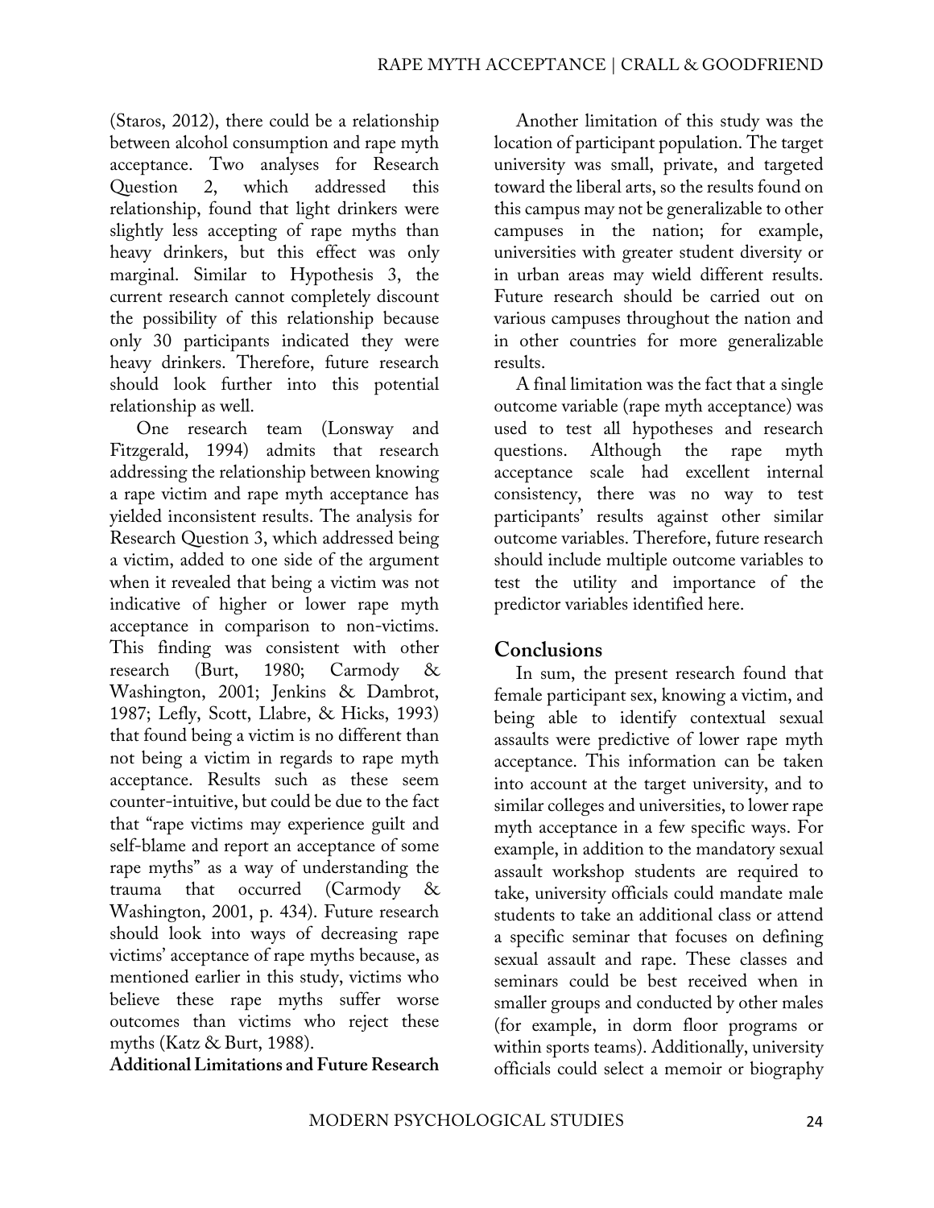(Staros, 2012), there could be a relationship between alcohol consumption and rape myth acceptance. Two analyses for Research Question 2, which addressed this relationship, found that light drinkers were slightly less accepting of rape myths than heavy drinkers, but this effect was only marginal. Similar to Hypothesis 3, the current research cannot completely discount the possibility of this relationship because only 30 participants indicated they were heavy drinkers. Therefore, future research should look further into this potential relationship as well.

One research team (Lonsway and Fitzgerald, 1994) admits that research addressing the relationship between knowing a rape victim and rape myth acceptance has yielded inconsistent results. The analysis for Research Question 3, which addressed being a victim, added to one side of the argument when it revealed that being a victim was not indicative of higher or lower rape myth acceptance in comparison to non-victims. This finding was consistent with other research (Burt, 1980; Carmody & Washington, 2001; Jenkins & Dambrot, 1987; Lefly, Scott, Llabre, & Hicks, 1993) that found being a victim is no different than not being a victim in regards to rape myth acceptance. Results such as these seem counter-intuitive, but could be due to the fact that "rape victims may experience guilt and self-blame and report an acceptance of some rape myths" as a way of understanding the trauma that occurred (Carmody & Washington, 2001, p. 434). Future research should look into ways of decreasing rape victims' acceptance of rape myths because, as mentioned earlier in this study, victims who believe these rape myths suffer worse outcomes than victims who reject these myths (Katz & Burt, 1988).

**Additional Limitations and Future Research**

Another limitation of this study was the location of participant population. The target university was small, private, and targeted toward the liberal arts, so the results found on this campus may not be generalizable to other campuses in the nation; for example, universities with greater student diversity or in urban areas may wield different results. Future research should be carried out on various campuses throughout the nation and in other countries for more generalizable results.

A final limitation was the fact that a single outcome variable (rape myth acceptance) was used to test all hypotheses and research questions. Although the rape myth acceptance scale had excellent internal consistency, there was no way to test participants' results against other similar outcome variables. Therefore, future research should include multiple outcome variables to test the utility and importance of the predictor variables identified here.

## Conclusions

In sum, the present research found that female participant sex, knowing a victim, and being able to identify contextual sexual assaults were predictive of lower rape myth acceptance. This information can be taken into account at the target university, and to similar colleges and universities, to lower rape myth acceptance in a few specific ways. For example, in addition to the mandatory sexual assault workshop students are required to take, university officials could mandate male students to take an additional class or attend a specific seminar that focuses on defining sexual assault and rape. These classes and seminars could be best received when in smaller groups and conducted by other males (for example, in dorm floor programs or within sports teams). Additionally, university officials could select a memoir or biography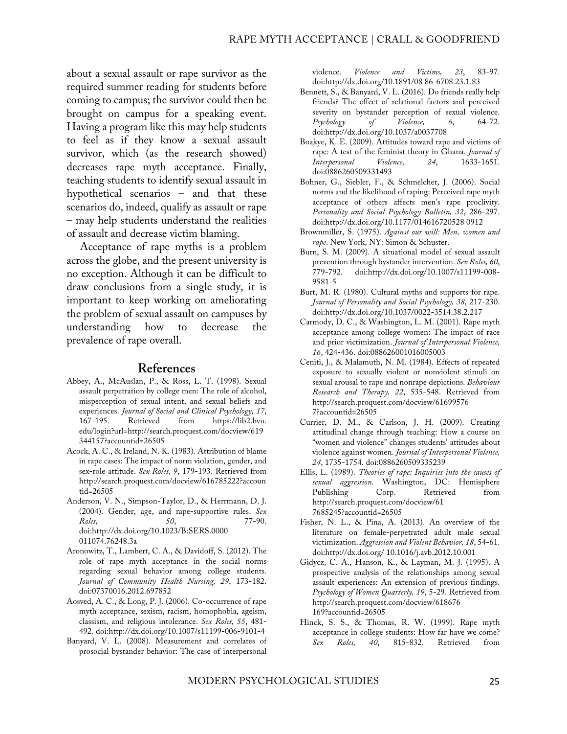about a sexual assault or rape survivor as the required summer reading for students before coming to campus; the survivor could then be brought on campus for a speaking event. Having a program like this may help students to feel as if they know a sexual assault survivor, which (as the research showed) decreases rape myth acceptance. Finally, teaching students to identify sexual assault in hypothetical scenarios – and that these scenarios do, indeed, qualify as assault or rape – may help students understand the realities of assault and decrease victim blaming.

Acceptance of rape myths is a problem across the globe, and the present university is no exception. Although it can be difficult to draw conclusions from a single study, it is important to keep working on ameliorating the problem of sexual assault on campuses by understanding how to decrease the prevalence of rape overall.

## References

Abbey, A., McAuslan, P., & Ross, L. T. (1998). Sexual assault perpetration by college men: The role of alcohol, misperception of sexual intent, and sexual beliefs and experiences. *Journal of Social and Clinical Psychology, 17*, 167-195. Retrieved from https://lib2.bvu.edu/login?url=http://search.proquest.com/docview/619344157?accountid=26505

Acock, A. C., & Ireland, N. K. (1983). Attribution of blame in rape cases: The impact of norm violation, gender, and sex-role attitude. *Sex Roles, 9*, 179-193. Retrieved from http://search.proquest.com/docview/616785222?accountid=26505

Anderson, V. N., Simpson-Taylor, D., & Herrmann, D. J. (2004). Gender, age, and rape-supportive rules. *Sex Roles, 50*, 77-90. doi:http://dx.doi.org/10.1023/B:SERS.0000011074.76248.3a

Aronowitz, T., Lambert, C. A., & Davidoff, S. (2012). The role of rape myth acceptance in the social norms regarding sexual behavior among college students. *Journal of Community Health Nursing, 29*, 173-182. doi:07370016.2012.697852

Aosved, A. C., & Long, P. J. (2006). Co-occurrence of rape myth acceptance, sexism, racism, homophobia, ageism, classism, and religious intolerance. *Sex Roles, 55*, 481-492. doi:http://dx.doi.org/10.1007/s11199-006-9101-4

Banyard, V. L. (2008). Measurement and correlates of prosocial bystander behavior: The case of interpersonal violence. *Violence and Victims, 23*, 83-97. doi:http://dx.doi.org/10.1891/08 86-6708.23.1.83

Bennett, S., & Banyard, V. L. (2016). Do friends really help friends? The effect of relational factors and perceived severity on bystander perception of sexual violence. *Psychology of Violence, 6*, 64-72. doi:http://dx.doi.org/10.1037/a0037708

Boakye, K. E. (2009). Attitudes toward rape and victims of rape: A test of the feminist theory in Ghana. *Journal of Interpersonal Violence, 24*, 1633-1651. doi:0886260509331493

Bohner, G., Siebler, F., & Schmelcher, J. (2006). Social norms and the likelihood of raping: Perceived rape myth acceptance of others affects men's rape proclivity. *Personality and Social Psychology Bulletin, 32*, 286-297. doi:http://dx.doi.org/10.1177/014616720528 0912

Brownmiller, S. (1975). *Against our will: Men, women and rape*. New York, NY: Simon & Schuster.

Burn, S. M. (2009). A situational model of sexual assault prevention through bystander intervention. *Sex Roles, 60*, 779-792. doi:http://dx.doi.org/10.1007/s11199-008-9581-5

Burt, M. R. (1980). Cultural myths and supports for rape. *Journal of Personality and Social Psychology, 38*, 217-230. doi:http://dx.doi.org/10.1037/0022-3514.38.2.217

Carmody, D. C., & Washington, L. M. (2001). Rape myth acceptance among college women: The impact of race and prior victimization. *Journal of Interpersonal Violence, 16*, 424-436. doi:088626001016005003

Ceniti, J., & Malamuth, N. M. (1984). Effects of repeated exposure to sexually violent or nonviolent stimuli on sexual arousal to rape and nonrape depictions. *Behaviour Research and Therapy, 22*, 535-548. Retrieved from http://search.proquest.com/docview/61699576 7?accountid=26505

Currier, D. M., & Carlson, J. H. (2009). Creating attitudinal change through teaching: How a course on "women and violence" changes students' attitudes about violence against women. *Journal of Interpersonal Violence, 24*, 1735-1754. doi:0886260509335239

Ellis, L. (1989). *Theories of rape: Inquiries into the causes of sexual aggression.* Washington, DC: Hemisphere Publishing Corp. Retrieved from http://search.proquest.com/docview/61 7685245?accountid=26505

Fisher, N. L., & Pina, A. (2013). An overview of the literature on female-perpetrated adult male sexual victimization. *Aggression and Violent Behavior, 18*, 54-61. doi:http://dx.doi.org/ 10.1016/j.avb.2012.10.001

Gidycz, C. A., Hanson, K., & Layman, M. J. (1995). A prospective analysis of the relationships among sexual assault experiences: An extension of previous findings. *Psychology of Women Quarterly, 19*, 5-29. Retrieved from http://search.proquest.com/docview/618676 169?accountid=26505

Hinck, S. S., & Thomas, R. W. (1999). Rape myth acceptance in college students: How far have we come? *Sex Roles, 40*, 815-832. Retrieved from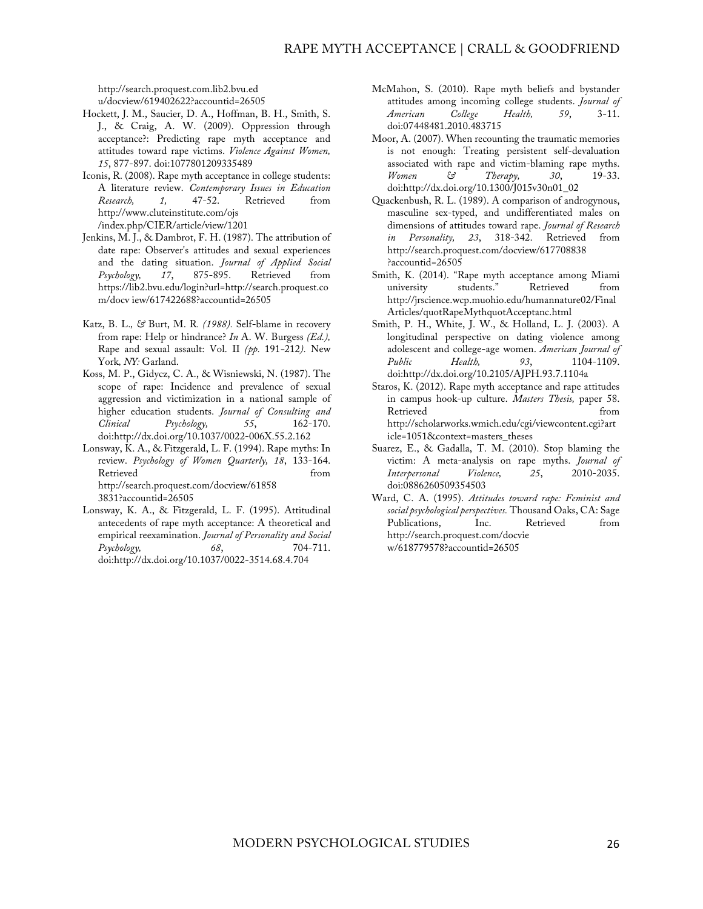http://search.proquest.com.lib2.bvu.edu/docview/619402622?accountid=26505

Hockett, J. M., Saucier, D. A., Hoffman, B. H., Smith, S. J., & Craig, A. W. (2009). Oppression through acceptance?: Predicting rape myth acceptance and attitudes toward rape victims. *Violence Against Women, 15*, 877-897. doi:1077801209335489

Iconis, R. (2008). Rape myth acceptance in college students: A literature review. *Contemporary Issues in Education Research, 1,* 47-52. Retrieved from http://www.cluteinstitute.com/ojs/index.php/CIER/article/view/1201

Jenkins, M. J., & Dambrot, F. H. (1987). The attribution of date rape: Observer's attitudes and sexual experiences and the dating situation. *Journal of Applied Social Psychology, 17*, 875-895. Retrieved from https://lib2.bvu.edu/login?url=http://search.proquest.com/docv iew/617422688?accountid=26505

Katz, B. L., *&* Burt, M. R. *(1988).* Self-blame in recovery from rape: Help or hindrance? *In* A. W. Burgess *(Ed.),* Rape and sexual assault: Vol. II *(pp.* 191-212*).* New York*, NY:* Garland.

Koss, M. P., Gidycz, C. A., & Wisniewski, N. (1987). The scope of rape: Incidence and prevalence of sexual aggression and victimization in a national sample of higher education students. *Journal of Consulting and Clinical Psychology, 55*, 162-170. doi:http://dx.doi.org/10.1037/0022-006X.55.2.162

Lonsway, K. A., & Fitzgerald, L. F. (1994). Rape myths: In review. *Psychology of Women Quarterly, 18*, 133-164. Retrieved from http://search.proquest.com/docview/618583831?accountid=26505

Lonsway, K. A., & Fitzgerald, L. F. (1995). Attitudinal antecedents of rape myth acceptance: A theoretical and empirical reexamination. *Journal of Personality and Social Psychology, 68*, 704-711. doi:http://dx.doi.org/10.1037/0022-3514.68.4.704

McMahon, S. (2010). Rape myth beliefs and bystander attitudes among incoming college students. *Journal of American College Health, 59*, 3-11. doi:07448481.2010.483715

Moor, A. (2007). When recounting the traumatic memories is not enough: Treating persistent self-devaluation associated with rape and victim-blaming rape myths. *Women & Therapy, 30*, 19-33. doi:http://dx.doi.org/10.1300/J015v30n01_02

Quackenbush, R. L. (1989). A comparison of androgynous, masculine sex-typed, and undifferentiated males on dimensions of attitudes toward rape. *Journal of Research in Personality, 23*, 318-342. Retrieved from http://search.proquest.com/docview/617708838?accountid=26505

Smith, K. (2014). "Rape myth acceptance among Miami university students." Retrieved from http://jrscience.wcp.muohio.edu/humannature02/FinalArticles/quotRapeMythquotAcceptanc.html

Smith, P. H., White, J. W., & Holland, L. J. (2003). A longitudinal perspective on dating violence among adolescent and college-age women. *American Journal of Public Health, 93*, 1104-1109. doi:http://dx.doi.org/10.2105/AJPH.93.7.1104a

Staros, K. (2012). Rape myth acceptance and rape attitudes in campus hook-up culture. *Masters Thesis,* paper 58. Retrieved from http://scholarworks.wmich.edu/cgi/viewcontent.cgi?article=1051&context=masters_theses

Suarez, E., & Gadalla, T. M. (2010). Stop blaming the victim: A meta-analysis on rape myths. *Journal of Interpersonal Violence, 25*, 2010-2035. doi:0886260509354503

Ward, C. A. (1995). *Attitudes toward rape: Feminist and social psychological perspectives.* Thousand Oaks, CA: Sage Publications, Inc. Retrieved from http://search.proquest.com/docview/618779578?accountid=26505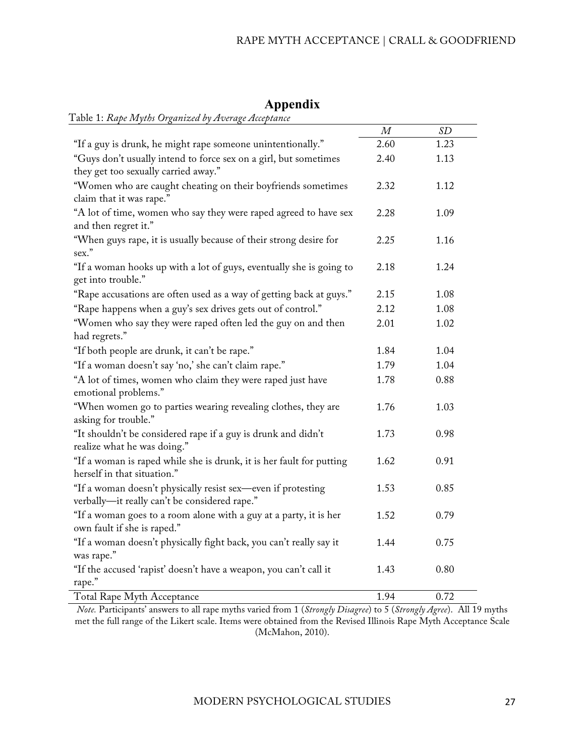## Appendix

Table 1: *Rape Myths Organized by Average Acceptance*

| | *M* | *SD* |
|---|---|---|
| "If a guy is drunk, he might rape someone unintentionally." | 2.60 | 1.23 |
| "Guys don't usually intend to force sex on a girl, but sometimes they get too sexually carried away." | 2.40 | 1.13 |
| "Women who are caught cheating on their boyfriends sometimes claim that it was rape." | 2.32 | 1.12 |
| "A lot of time, women who say they were raped agreed to have sex and then regret it." | 2.28 | 1.09 |
| "When guys rape, it is usually because of their strong desire for sex." | 2.25 | 1.16 |
| "If a woman hooks up with a lot of guys, eventually she is going to get into trouble." | 2.18 | 1.24 |
| "Rape accusations are often used as a way of getting back at guys." | 2.15 | 1.08 |
| "Rape happens when a guy's sex drives gets out of control." | 2.12 | 1.08 |
| "Women who say they were raped often led the guy on and then had regrets." | 2.01 | 1.02 |
| "If both people are drunk, it can't be rape." | 1.84 | 1.04 |
| "If a woman doesn't say 'no,' she can't claim rape." | 1.79 | 1.04 |
| "A lot of times, women who claim they were raped just have emotional problems." | 1.78 | 0.88 |
| "When women go to parties wearing revealing clothes, they are asking for trouble." | 1.76 | 1.03 |
| "It shouldn't be considered rape if a guy is drunk and didn't realize what he was doing." | 1.73 | 0.98 |
| "If a woman is raped while she is drunk, it is her fault for putting herself in that situation." | 1.62 | 0.91 |
| "If a woman doesn't physically resist sex—even if protesting verbally—it really can't be considered rape." | 1.53 | 0.85 |
| "If a woman goes to a room alone with a guy at a party, it is her own fault if she is raped." | 1.52 | 0.79 |
| "If a woman doesn't physically fight back, you can't really say it was rape." | 1.44 | 0.75 |
| "If the accused 'rapist' doesn't have a weapon, you can't call it rape." | 1.43 | 0.80 |
| Total Rape Myth Acceptance | 1.94 | 0.72 |

*Note.* Participants' answers to all rape myths varied from 1 (*Strongly Disagree*) to 5 (*Strongly Agree*). All 19 myths met the full range of the Likert scale. Items were obtained from the Revised Illinois Rape Myth Acceptance Scale (McMahon, 2010).